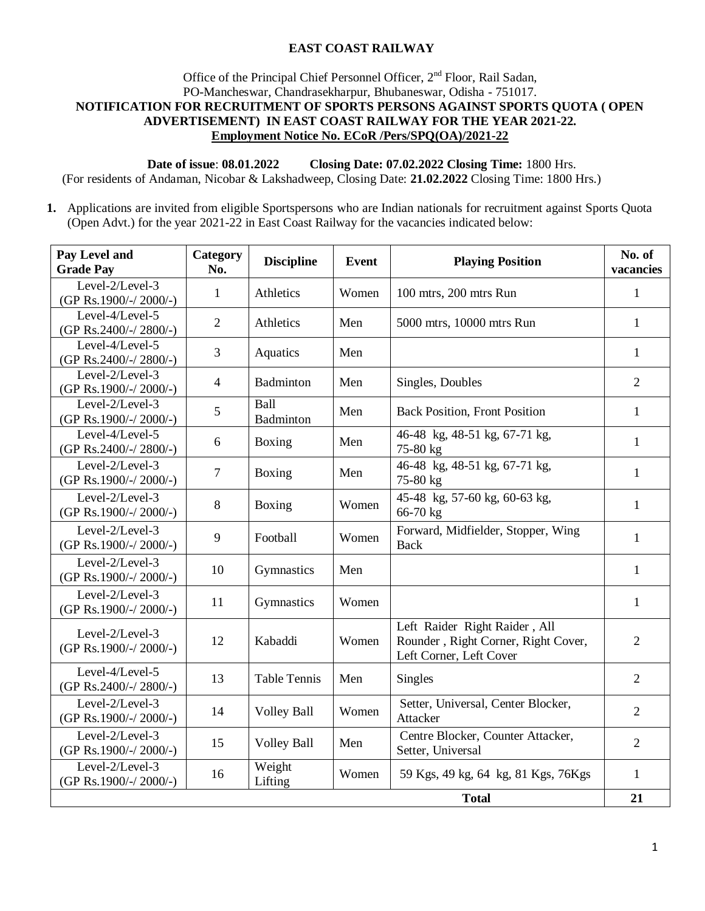**EAST COAST RAILWAY**

Office of the Principal Chief Personnel Officer, 2nd Floor, Rail Sadan, PO-Mancheswar, Chandrasekharpur, Bhubaneswar, Odisha - 751017.

**NOTIFICATION FOR RECRUITMENT OF SPORTS PERSONS AGAINST SPORTS QUOTA ( OPEN ADVERTISEMENT) IN EAST COAST RAILWAY FOR THE YEAR 2021-22.**

**Employment Notice No. ECoR /Pers/SPQ(OA)/2021-22**

**Date of issue**: **08.01.2022** **Closing Date: 07.02.2022 Closing Time:** 1800 Hrs.

(For residents of Andaman, Nicobar & Lakshadweep, Closing Date: **21.02.2022** Closing Time: 1800 Hrs.)

1. Applications are invited from eligible Sportspersons who are Indian nationals for recruitment against Sports Quota (Open Advt.) for the year 2021-22 in East Coast Railway for the vacancies indicated below:

| Pay Level and Grade Pay | Category No. | Discipline | Event | Playing Position | No. of vacancies |
|---|---|---|---|---|---|
| Level-2/Level-3 (GP Rs.1900/-/ 2000/-) | 1 | Athletics | Women | 100 mtrs, 200 mtrs Run | 1 |
| Level-4/Level-5 (GP Rs.2400/-/ 2800/-) | 2 | Athletics | Men | 5000 mtrs, 10000 mtrs Run | 1 |
| Level-4/Level-5 (GP Rs.2400/-/ 2800/-) | 3 | Aquatics | Men | | 1 |
| Level-2/Level-3 (GP Rs.1900/-/ 2000/-) | 4 | Badminton | Men | Singles, Doubles | 2 |
| Level-2/Level-3 (GP Rs.1900/-/ 2000/-) | 5 | Ball Badminton | Men | Back Position, Front Position | 1 |
| Level-4/Level-5 (GP Rs.2400/-/ 2800/-) | 6 | Boxing | Men | 46-48 kg, 48-51 kg, 67-71 kg, 75-80 kg | 1 |
| Level-2/Level-3 (GP Rs.1900/-/ 2000/-) | 7 | Boxing | Men | 46-48 kg, 48-51 kg, 67-71 kg, 75-80 kg | 1 |
| Level-2/Level-3 (GP Rs.1900/-/ 2000/-) | 8 | Boxing | Women | 45-48 kg, 57-60 kg, 60-63 kg, 66-70 kg | 1 |
| Level-2/Level-3 (GP Rs.1900/-/ 2000/-) | 9 | Football | Women | Forward, Midfielder, Stopper, Wing Back | 1 |
| Level-2/Level-3 (GP Rs.1900/-/ 2000/-) | 10 | Gymnastics | Men | | 1 |
| Level-2/Level-3 (GP Rs.1900/-/ 2000/-) | 11 | Gymnastics | Women | | 1 |
| Level-2/Level-3 (GP Rs.1900/-/ 2000/-) | 12 | Kabaddi | Women | Left Raider Right Raider , All Rounder , Right Corner, Right Cover, Left Corner, Left Cover | 2 |
| Level-4/Level-5 (GP Rs.2400/-/ 2800/-) | 13 | Table Tennis | Men | Singles | 2 |
| Level-2/Level-3 (GP Rs.1900/-/ 2000/-) | 14 | Volley Ball | Women | Setter, Universal, Center Blocker, Attacker | 2 |
| Level-2/Level-3 (GP Rs.1900/-/ 2000/-) | 15 | Volley Ball | Men | Centre Blocker, Counter Attacker, Setter, Universal | 2 |
| Level-2/Level-3 (GP Rs.1900/-/ 2000/-) | 16 | Weight Lifting | Women | 59 Kgs, 49 kg, 64 kg, 81 Kgs, 76Kgs | 1 |
| | | | | **Total** | **21** |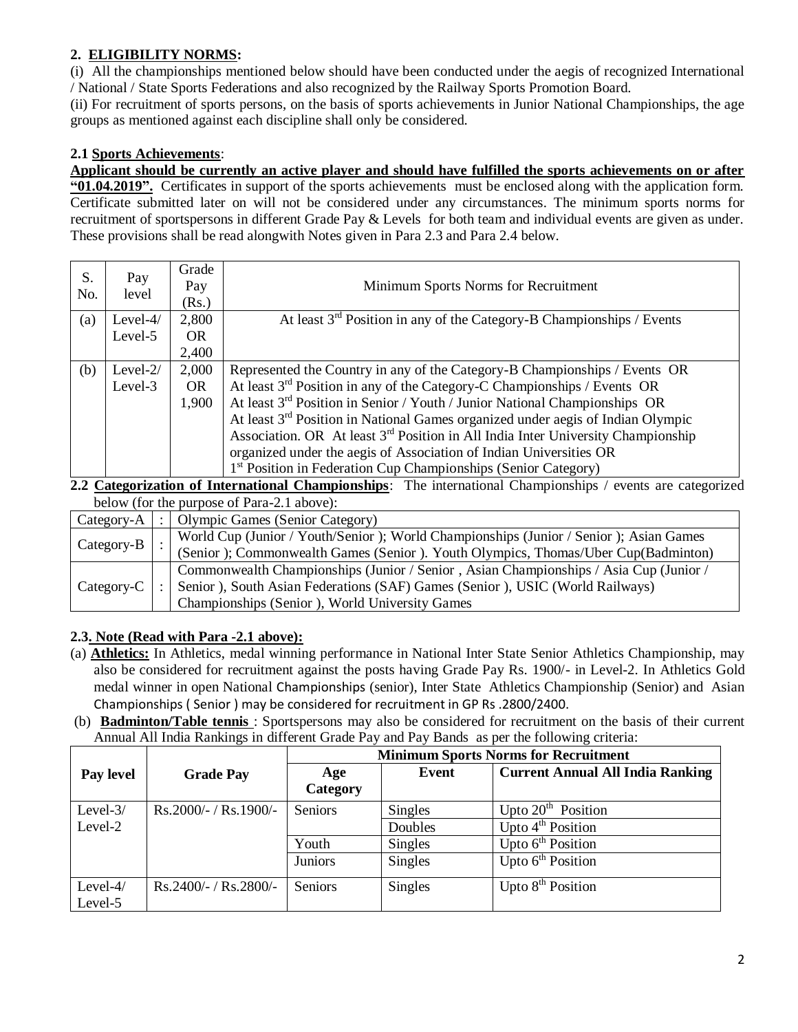## 2. ELIGIBILITY NORMS:

(i) All the championships mentioned below should have been conducted under the aegis of recognized International / National / State Sports Federations and also recognized by the Railway Sports Promotion Board.

(ii) For recruitment of sports persons, on the basis of sports achievements in Junior National Championships, the age groups as mentioned against each discipline shall only be considered.

### 2.1 Sports Achievements:

**Applicant should be currently an active player and should have fulfilled the sports achievements on or after "01.04.2019".** Certificates in support of the sports achievements must be enclosed along with the application form. Certificate submitted later on will not be considered under any circumstances. The minimum sports norms for recruitment of sportspersons in different Grade Pay & Levels for both team and individual events are given as under. These provisions shall be read alongwith Notes given in Para 2.3 and Para 2.4 below.

| S. No. | Pay level | Grade Pay (Rs.) | Minimum Sports Norms for Recruitment |
|---|---|---|---|
| (a) | Level-4/ Level-5 | 2,800 OR 2,400 | At least 3rd Position in any of the Category-B Championships / Events |
| (b) | Level-2/ Level-3 | 2,000 OR 1,900 | Represented the Country in any of the Category-B Championships / Events OR At least 3rd Position in any of the Category-C Championships / Events OR At least 3rd Position in Senior / Youth / Junior National Championships OR At least 3rd Position in National Games organized under aegis of Indian Olympic Association. OR At least 3rd Position in All India Inter University Championship organized under the aegis of Association of Indian Universities OR 1st Position in Federation Cup Championships (Senior Category) |

### 2.2 Categorization of International Championships:

The international Championships / events are categorized below (for the purpose of Para-2.1 above):

| Category | | Championships / Events |
|---|---|---|
| Category-A | : | Olympic Games (Senior Category) |
| Category-B | : | World Cup (Junior / Youth/Senior ); World Championships (Junior / Senior ); Asian Games (Senior ); Commonwealth Games (Senior ). Youth Olympics, Thomas/Uber Cup(Badminton) |
| Category-C | : | Commonwealth Championships (Junior / Senior , Asian Championships / Asia Cup (Junior / Senior ), South Asian Federations (SAF) Games (Senior ), USIC (World Railways) Championships (Senior ), World University Games |

### 2.3. Note (Read with Para -2.1 above):

(a) **Athletics:** In Athletics, medal winning performance in National Inter State Senior Athletics Championship, may also be considered for recruitment against the posts having Grade Pay Rs. 1900/- in Level-2. In Athletics Gold medal winner in open National Championships (senior), Inter State Athletics Championship (Senior) and Asian Championships ( Senior ) may be considered for recruitment in GP Rs .2800/2400.

(b) **Badminton/Table tennis** : Sportspersons may also be considered for recruitment on the basis of their current Annual All India Rankings in different Grade Pay and Pay Bands as per the following criteria:

| Pay level | Grade Pay | Minimum Sports Norms for Recruitment | | |
|---|---|---|---|---|
| | | Age Category | Event | Current Annual All India Ranking |
| Level-3/ Level-2 | Rs.2000/- / Rs.1900/- | Seniors | Singles | Upto 20th Position |
| | | | Doubles | Upto 4th Position |
| | | Youth | Singles | Upto 6th Position |
| | | Juniors | Singles | Upto 6th Position |
| Level-4/ Level-5 | Rs.2400/- / Rs.2800/- | Seniors | Singles | Upto 8th Position |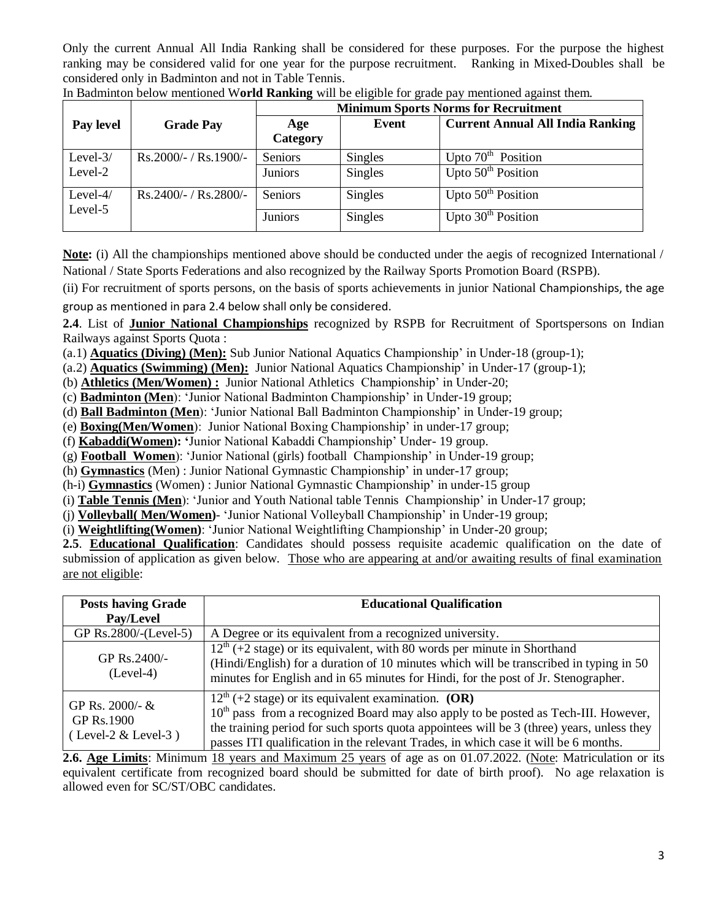Only the current Annual All India Ranking shall be considered for these purposes. For the purpose the highest ranking may be considered valid for one year for the purpose recruitment. Ranking in Mixed-Doubles shall be considered only in Badminton and not in Table Tennis.

In Badminton below mentioned W**orld Ranking** will be eligible for grade pay mentioned against them.

| Pay level | Grade Pay | Minimum Sports Norms for Recruitment | | |
|---|---|---|---|---|
| | | **Age Category** | **Event** | **Current Annual All India Ranking** |
| Level-3/ Level-2 | Rs.2000/- / Rs.1900/- | Seniors | Singles | Upto 70th Position |
| | | Juniors | Singles | Upto 50th Position |
| Level-4/ Level-5 | Rs.2400/- / Rs.2800/- | Seniors | Singles | Upto 50th Position |
| | | Juniors | Singles | Upto 30th Position |

**Note:** (i) All the championships mentioned above should be conducted under the aegis of recognized International / National / State Sports Federations and also recognized by the Railway Sports Promotion Board (RSPB).

(ii) For recruitment of sports persons, on the basis of sports achievements in junior National Championships, the age group as mentioned in para 2.4 below shall only be considered.

**2.4**. List of **Junior National Championships** recognized by RSPB for Recruitment of Sportspersons on Indian Railways against Sports Quota :

(a.1) **Aquatics (Diving) (Men):** Sub Junior National Aquatics Championship' in Under-18 (group-1);

(a.2) **Aquatics (Swimming) (Men):** Junior National Aquatics Championship' in Under-17 (group-1);

(b) **Athletics (Men/Women) :** Junior National Athletics Championship' in Under-20;

(c) **Badminton (Men**): 'Junior National Badminton Championship' in Under-19 group;

(d) **Ball Badminton (Men**): 'Junior National Ball Badminton Championship' in Under-19 group;

(e) **Boxing(Men/Women**): Junior National Boxing Championship' in under-17 group;

(f) **Kabaddi(Women): '**Junior National Kabaddi Championship' Under- 19 group.

(g) **Football Women**): 'Junior National (girls) football Championship' in Under-19 group;

(h) **Gymnastics** (Men) : Junior National Gymnastic Championship' in under-17 group;

(h-i) **Gymnastics** (Women) : Junior National Gymnastic Championship' in under-15 group

(i) **Table Tennis (Men**): 'Junior and Youth National table Tennis Championship' in Under-17 group;

(j) **Volleyball( Men/Women)**- 'Junior National Volleyball Championship' in Under-19 group;

(i) **Weightlifting(Women)**: 'Junior National Weightlifting Championship' in Under-20 group;

**2.5**. **Educational Qualification**: Candidates should possess requisite academic qualification on the date of submission of application as given below. Those who are appearing at and/or awaiting results of final examination are not eligible:

| Posts having Grade Pay/Level | Educational Qualification |
|---|---|
| GP Rs.2800/-(Level-5) | A Degree or its equivalent from a recognized university. |
| GP Rs.2400/- (Level-4) | 12th (+2 stage) or its equivalent, with 80 words per minute in Shorthand (Hindi/English) for a duration of 10 minutes which will be transcribed in typing in 50 minutes for English and in 65 minutes for Hindi, for the post of Jr. Stenographer. |
| GP Rs. 2000/- & GP Rs.1900 ( Level-2 & Level-3 ) | 12th (+2 stage) or its equivalent examination. **(OR)** 10th pass from a recognized Board may also apply to be posted as Tech-III. However, the training period for such sports quota appointees will be 3 (three) years, unless they passes ITI qualification in the relevant Trades, in which case it will be 6 months. |

**2.6. Age Limits**: Minimum 18 years and Maximum 25 years of age as on 01.07.2022. (Note: Matriculation or its equivalent certificate from recognized board should be submitted for date of birth proof). No age relaxation is allowed even for SC/ST/OBC candidates.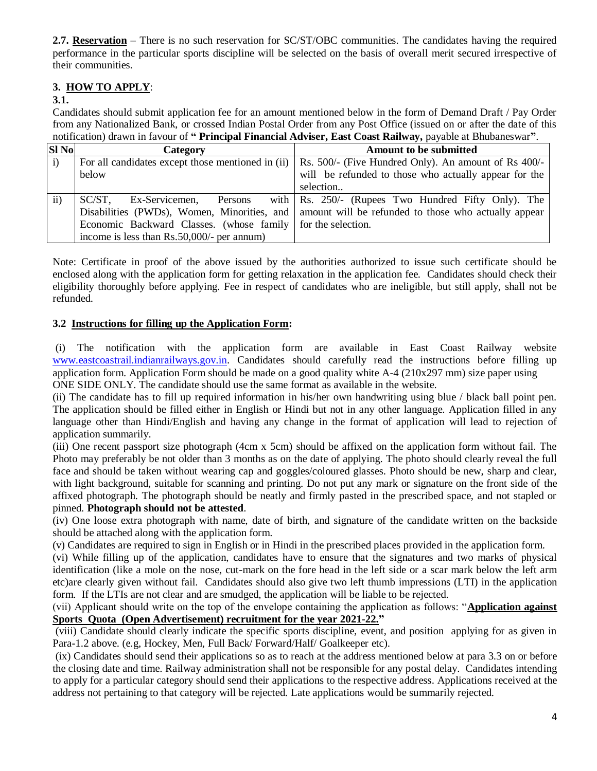**2.7. Reservation** – There is no such reservation for SC/ST/OBC communities. The candidates having the required performance in the particular sports discipline will be selected on the basis of overall merit secured irrespective of their communities.

### 3. HOW TO APPLY:

**3.1.**

Candidates should submit application fee for an amount mentioned below in the form of Demand Draft / Pay Order from any Nationalized Bank, or crossed Indian Postal Order from any Post Office (issued on or after the date of this notification) drawn in favour of **" Principal Financial Adviser, East Coast Railway,** payable at Bhubaneswar**"**.

| Sl No | Category | Amount to be submitted |
|---|---|---|
| i) | For all candidates except those mentioned in (ii) below | Rs. 500/- (Five Hundred Only). An amount of Rs 400/- will be refunded to those who actually appear for the selection.. |
| ii) | SC/ST, Ex-Servicemen, Persons with Disabilities (PWDs), Women, Minorities, and Economic Backward Classes. (whose family income is less than Rs.50,000/- per annum) | Rs. 250/- (Rupees Two Hundred Fifty Only). The amount will be refunded to those who actually appear for the selection. |

Note: Certificate in proof of the above issued by the authorities authorized to issue such certificate should be enclosed along with the application form for getting relaxation in the application fee. Candidates should check their eligibility thoroughly before applying. Fee in respect of candidates who are ineligible, but still apply, shall not be refunded.

**3.2 Instructions for filling up the Application Form:**

(i) The notification with the application form are available in East Coast Railway website www.eastcoastrail.indianrailways.gov.in. Candidates should carefully read the instructions before filling up application form. Application Form should be made on a good quality white A-4 (210x297 mm) size paper using ONE SIDE ONLY. The candidate should use the same format as available in the website.

(ii) The candidate has to fill up required information in his/her own handwriting using blue / black ball point pen. The application should be filled either in English or Hindi but not in any other language. Application filled in any language other than Hindi/English and having any change in the format of application will lead to rejection of application summarily.

(iii) One recent passport size photograph (4cm x 5cm) should be affixed on the application form without fail. The Photo may preferably be not older than 3 months as on the date of applying. The photo should clearly reveal the full face and should be taken without wearing cap and goggles/coloured glasses. Photo should be new, sharp and clear, with light background, suitable for scanning and printing. Do not put any mark or signature on the front side of the affixed photograph. The photograph should be neatly and firmly pasted in the prescribed space, and not stapled or pinned. **Photograph should not be attested**.

(iv) One loose extra photograph with name, date of birth, and signature of the candidate written on the backside should be attached along with the application form.

(v) Candidates are required to sign in English or in Hindi in the prescribed places provided in the application form.

(vi) While filling up of the application, candidates have to ensure that the signatures and two marks of physical identification (like a mole on the nose, cut-mark on the fore head in the left side or a scar mark below the left arm etc)are clearly given without fail. Candidates should also give two left thumb impressions (LTI) in the application form. If the LTIs are not clear and are smudged, the application will be liable to be rejected.

(vii) Applicant should write on the top of the envelope containing the application as follows: "**Application against Sports Quota (Open Advertisement) recruitment for the year 2021-22.**"

(viii) Candidate should clearly indicate the specific sports discipline, event, and position applying for as given in Para-1.2 above. (e.g, Hockey, Men, Full Back/ Forward/Half/ Goalkeeper etc).

(ix) Candidates should send their applications so as to reach at the address mentioned below at para 3.3 on or before the closing date and time. Railway administration shall not be responsible for any postal delay. Candidates intending to apply for a particular category should send their applications to the respective address. Applications received at the address not pertaining to that category will be rejected. Late applications would be summarily rejected.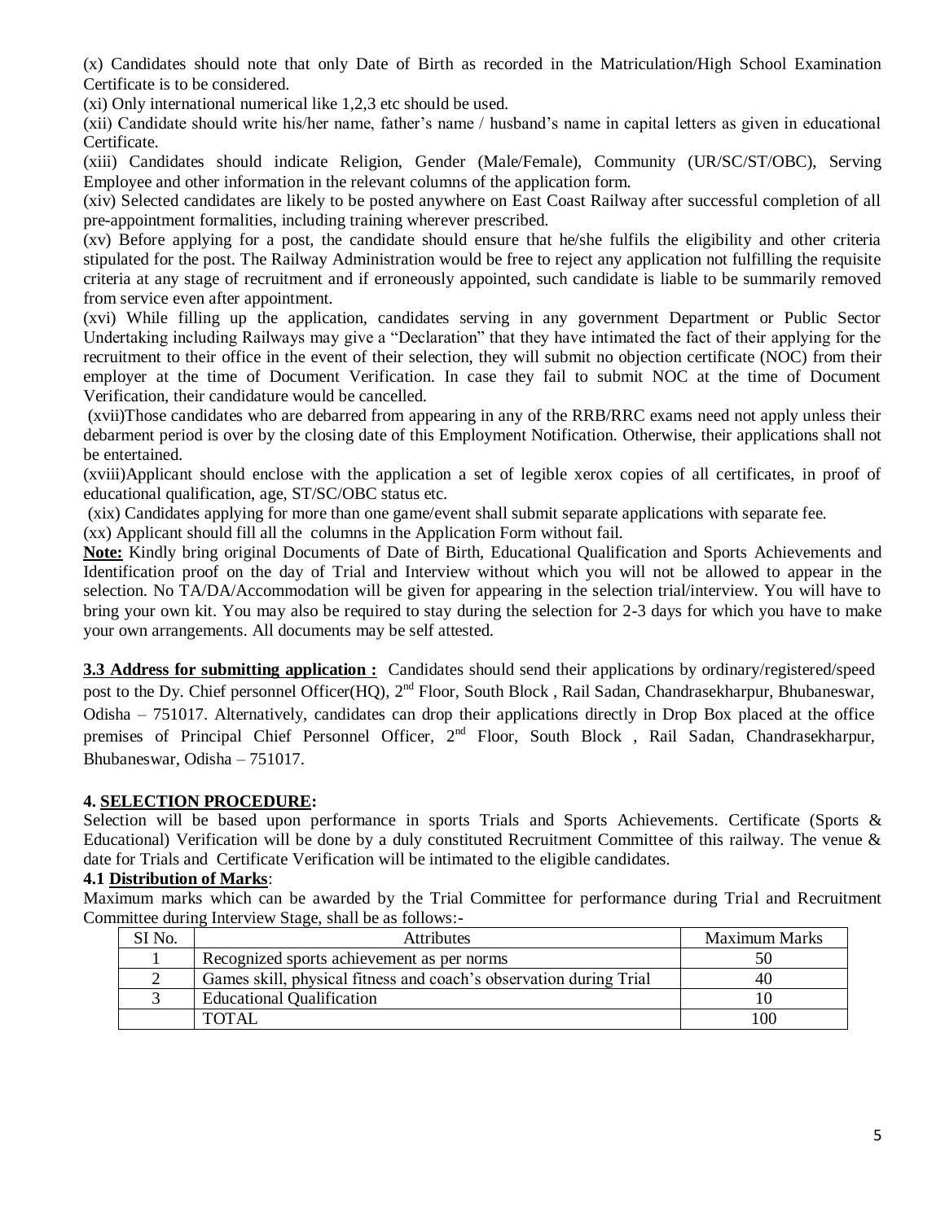(x) Candidates should note that only Date of Birth as recorded in the Matriculation/High School Examination Certificate is to be considered.

(xi) Only international numerical like 1,2,3 etc should be used.

(xii) Candidate should write his/her name, father's name / husband's name in capital letters as given in educational Certificate.

(xiii) Candidates should indicate Religion, Gender (Male/Female), Community (UR/SC/ST/OBC), Serving Employee and other information in the relevant columns of the application form.

(xiv) Selected candidates are likely to be posted anywhere on East Coast Railway after successful completion of all pre-appointment formalities, including training wherever prescribed.

(xv) Before applying for a post, the candidate should ensure that he/she fulfils the eligibility and other criteria stipulated for the post. The Railway Administration would be free to reject any application not fulfilling the requisite criteria at any stage of recruitment and if erroneously appointed, such candidate is liable to be summarily removed from service even after appointment.

(xvi) While filling up the application, candidates serving in any government Department or Public Sector Undertaking including Railways may give a "Declaration" that they have intimated the fact of their applying for the recruitment to their office in the event of their selection, they will submit no objection certificate (NOC) from their employer at the time of Document Verification. In case they fail to submit NOC at the time of Document Verification, their candidature would be cancelled.

(xvii)Those candidates who are debarred from appearing in any of the RRB/RRC exams need not apply unless their debarment period is over by the closing date of this Employment Notification. Otherwise, their applications shall not be entertained.

(xviii)Applicant should enclose with the application a set of legible xerox copies of all certificates, in proof of educational qualification, age, ST/SC/OBC status etc.

(xix) Candidates applying for more than one game/event shall submit separate applications with separate fee.

(xx) Applicant should fill all the columns in the Application Form without fail.

**Note:** Kindly bring original Documents of Date of Birth, Educational Qualification and Sports Achievements and Identification proof on the day of Trial and Interview without which you will not be allowed to appear in the selection. No TA/DA/Accommodation will be given for appearing in the selection trial/interview. You will have to bring your own kit. You may also be required to stay during the selection for 2-3 days for which you have to make your own arrangements. All documents may be self attested.

**3.3 Address for submitting application :** Candidates should send their applications by ordinary/registered/speed post to the Dy. Chief personnel Officer(HQ), 2nd Floor, South Block , Rail Sadan, Chandrasekharpur, Bhubaneswar, Odisha – 751017. Alternatively, candidates can drop their applications directly in Drop Box placed at the office premises of Principal Chief Personnel Officer, 2nd Floor, South Block , Rail Sadan, Chandrasekharpur, Bhubaneswar, Odisha – 751017.

## 4. SELECTION PROCEDURE:

Selection will be based upon performance in sports Trials and Sports Achievements. Certificate (Sports & Educational) Verification will be done by a duly constituted Recruitment Committee of this railway. The venue & date for Trials and Certificate Verification will be intimated to the eligible candidates.

### 4.1 Distribution of Marks:

Maximum marks which can be awarded by the Trial Committee for performance during Trial and Recruitment Committee during Interview Stage, shall be as follows:-

| SI No. | Attributes | Maximum Marks |
|---|---|---|
| 1 | Recognized sports achievement as per norms | 50 |
| 2 | Games skill, physical fitness and coach's observation during Trial | 40 |
| 3 | Educational Qualification | 10 |
| | TOTAL | 100 |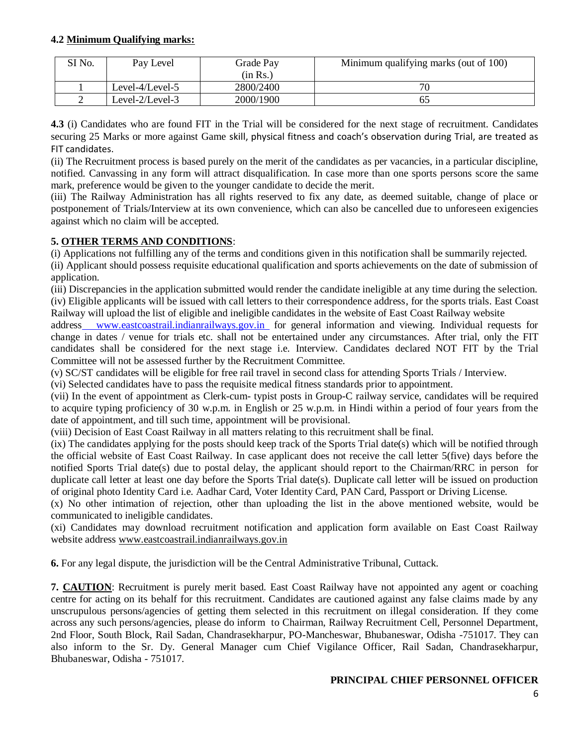**4.2 Minimum Qualifying marks:**

| SI No. | Pay Level | Grade Pay (in Rs.) | Minimum qualifying marks (out of 100) |
|---|---|---|---|
| 1 | Level-4/Level-5 | 2800/2400 | 70 |
| 2 | Level-2/Level-3 | 2000/1900 | 65 |

**4.3** (i) Candidates who are found FIT in the Trial will be considered for the next stage of recruitment. Candidates securing 25 Marks or more against Game skill, physical fitness and coach's observation during Trial, are treated as FIT candidates.

(ii) The Recruitment process is based purely on the merit of the candidates as per vacancies, in a particular discipline, notified. Canvassing in any form will attract disqualification. In case more than one sports persons score the same mark, preference would be given to the younger candidate to decide the merit.

(iii) The Railway Administration has all rights reserved to fix any date, as deemed suitable, change of place or postponement of Trials/Interview at its own convenience, which can also be cancelled due to unforeseen exigencies against which no claim will be accepted.

**5. OTHER TERMS AND CONDITIONS**:

(i) Applications not fulfilling any of the terms and conditions given in this notification shall be summarily rejected.

(ii) Applicant should possess requisite educational qualification and sports achievements on the date of submission of application.

(iii) Discrepancies in the application submitted would render the candidate ineligible at any time during the selection.

(iv) Eligible applicants will be issued with call letters to their correspondence address, for the sports trials. East Coast Railway will upload the list of eligible and ineligible candidates in the website of East Coast Railway website address www.eastcoastrail.indianrailways.gov.in for general information and viewing. Individual requests for change in dates / venue for trials etc. shall not be entertained under any circumstances. After trial, only the FIT candidates shall be considered for the next stage i.e. Interview. Candidates declared NOT FIT by the Trial Committee will not be assessed further by the Recruitment Committee.

(v) SC/ST candidates will be eligible for free rail travel in second class for attending Sports Trials / Interview.

(vi) Selected candidates have to pass the requisite medical fitness standards prior to appointment.

(vii) In the event of appointment as Clerk-cum- typist posts in Group-C railway service, candidates will be required to acquire typing proficiency of 30 w.p.m. in English or 25 w.p.m. in Hindi within a period of four years from the date of appointment, and till such time, appointment will be provisional.

(viii) Decision of East Coast Railway in all matters relating to this recruitment shall be final.

(ix) The candidates applying for the posts should keep track of the Sports Trial date(s) which will be notified through the official website of East Coast Railway. In case applicant does not receive the call letter 5(five) days before the notified Sports Trial date(s) due to postal delay, the applicant should report to the Chairman/RRC in person for duplicate call letter at least one day before the Sports Trial date(s). Duplicate call letter will be issued on production of original photo Identity Card i.e. Aadhar Card, Voter Identity Card, PAN Card, Passport or Driving License.

(x) No other intimation of rejection, other than uploading the list in the above mentioned website, would be communicated to ineligible candidates.

(xi) Candidates may download recruitment notification and application form available on East Coast Railway website address www.eastcoastrail.indianrailways.gov.in

**6.** For any legal dispute, the jurisdiction will be the Central Administrative Tribunal, Cuttack.

**7. CAUTION**: Recruitment is purely merit based. East Coast Railway have not appointed any agent or coaching centre for acting on its behalf for this recruitment. Candidates are cautioned against any false claims made by any unscrupulous persons/agencies of getting them selected in this recruitment on illegal consideration. If they come across any such persons/agencies, please do inform to Chairman, Railway Recruitment Cell, Personnel Department, 2nd Floor, South Block, Rail Sadan, Chandrasekharpur, PO-Mancheswar, Bhubaneswar, Odisha -751017. They can also inform to the Sr. Dy. General Manager cum Chief Vigilance Officer, Rail Sadan, Chandrasekharpur, Bhubaneswar, Odisha - 751017.

**PRINCIPAL CHIEF PERSONNEL OFFICER**